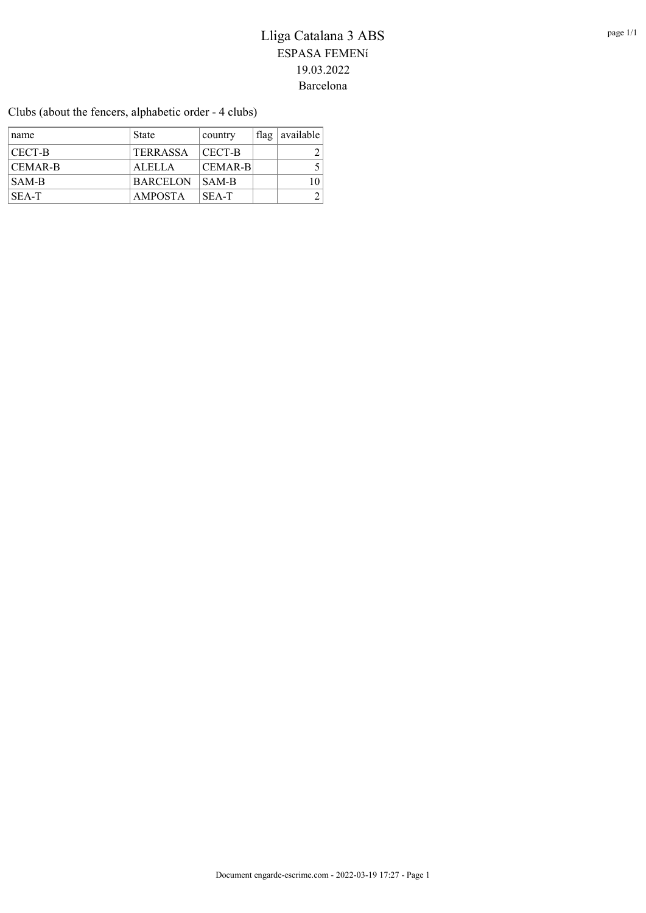# Lliga Catalana 3 ABS

ESPASA FEMENí

19.03.2022

Barcelona

Clubs (about the fencers, alphabetic order - 4 clubs)

| name | State | country | flag | available |
|---|---|---|---|---|
| CECT-B | TERRASSA | CECT-B | | 2 |
| CEMAR-B | ALELLA | CEMAR-B | | 5 |
| SAM-B | BARCELON | SAM-B | | 10 |
| SEA-T | AMPOSTA | SEA-T | | 2 |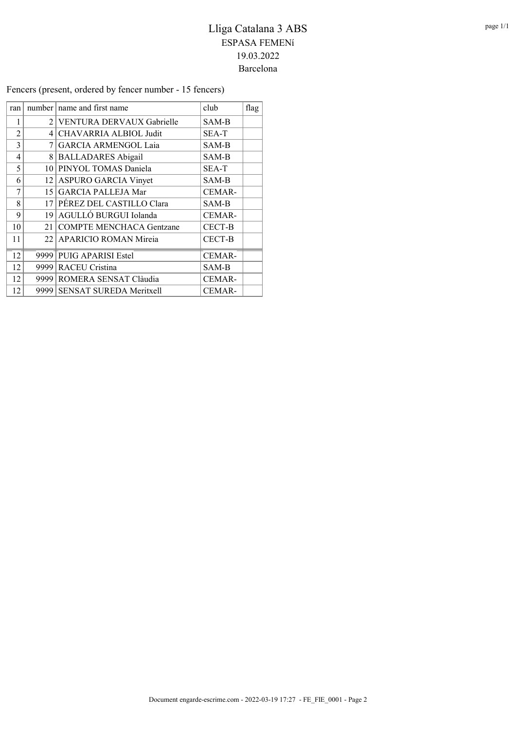# Lliga Catalana 3 ABS

## ESPASA FEMENí

19.03.2022

Barcelona

Fencers (present, ordered by fencer number - 15 fencers)

| ran | number | name and first name | club | flag |
|---|---|---|---|---|
| 1 | 2 | VENTURA DERVAUX Gabrielle | SAM-B | |
| 2 | 4 | CHAVARRIA ALBIOL Judit | SEA-T | |
| 3 | 7 | GARCIA ARMENGOL Laia | SAM-B | |
| 4 | 8 | BALLADARES Abigail | SAM-B | |
| 5 | 10 | PINYOL TOMAS Daniela | SEA-T | |
| 6 | 12 | ASPURO GARCIA Vinyet | SAM-B | |
| 7 | 15 | GARCIA PALLEJA Mar | CEMAR- | |
| 8 | 17 | PÉREZ DEL CASTILLO Clara | SAM-B | |
| 9 | 19 | AGULLÓ BURGUI Iolanda | CEMAR- | |
| 10 | 21 | COMPTE MENCHACA Gentzane | CECT-B | |
| 11 | 22 | APARICIO ROMAN Mireia | CECT-B | |
| 12 | 9999 | PUIG APARISI Estel | CEMAR- | |
| 12 | 9999 | RACEU Cristina | SAM-B | |
| 12 | 9999 | ROMERA SENSAT Clàudia | CEMAR- | |
| 12 | 9999 | SENSAT SUREDA Meritxell | CEMAR- | |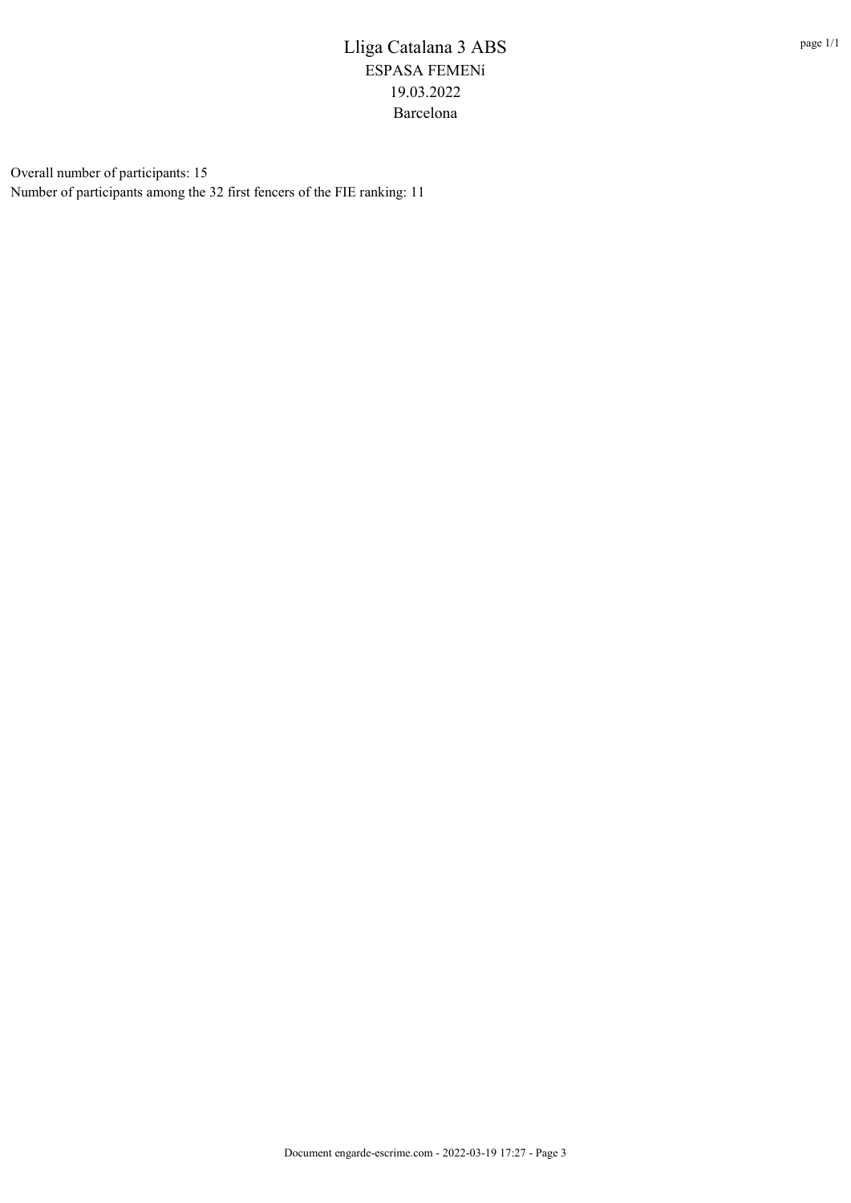# Lliga Catalana 3 ABS

ESPASA FEMENí

19.03.2022

Barcelona

Overall number of participants: 15

Number of participants among the 32 first fencers of the FIE ranking: 11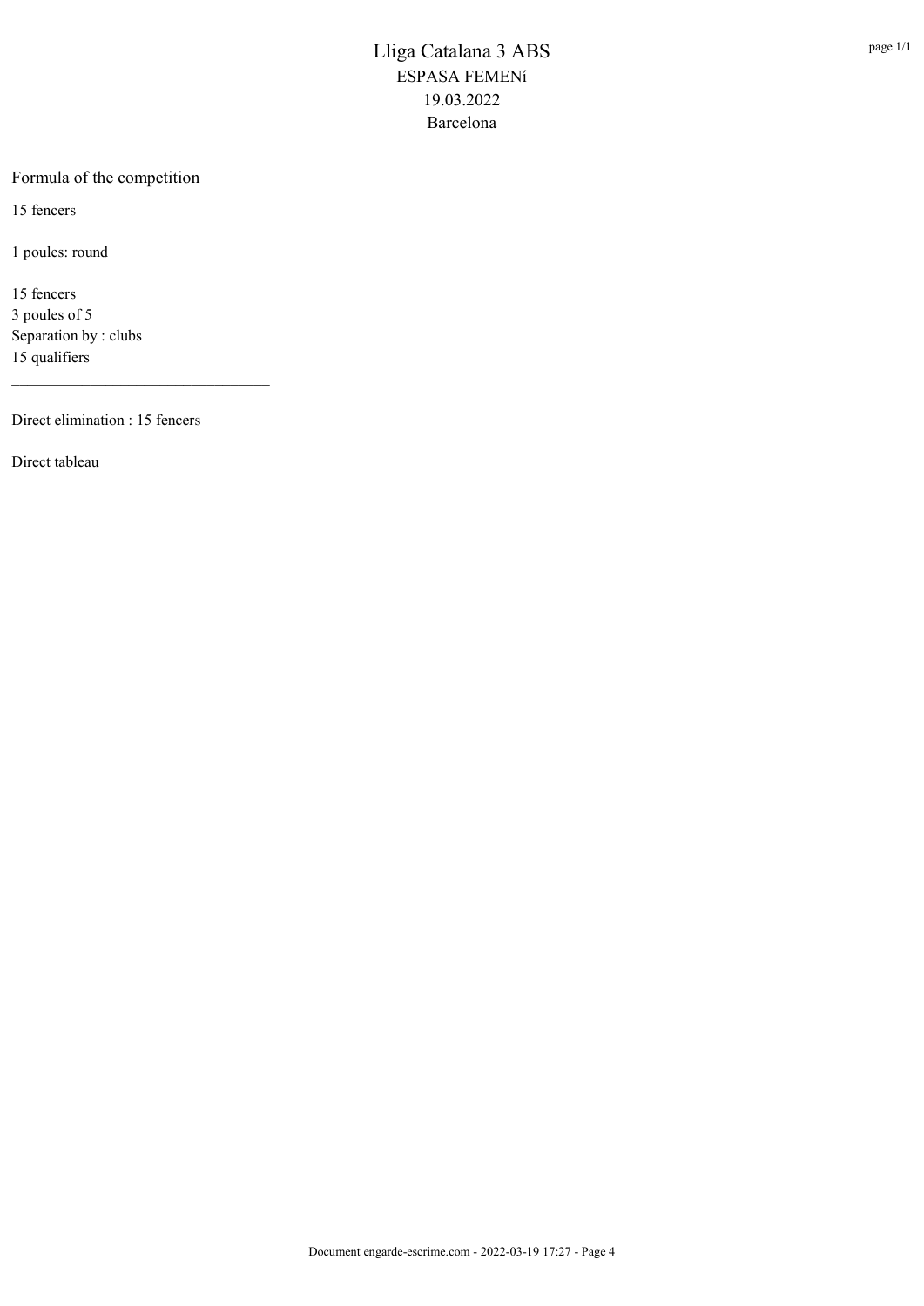# Lliga Catalana 3 ABS

ESPASA FEMENí

19.03.2022

Barcelona

## Formula of the competition

15 fencers

1 poules: round

15 fencers
3 poules of 5
Separation by : clubs
15 qualifiers

---

Direct elimination : 15 fencers

Direct tableau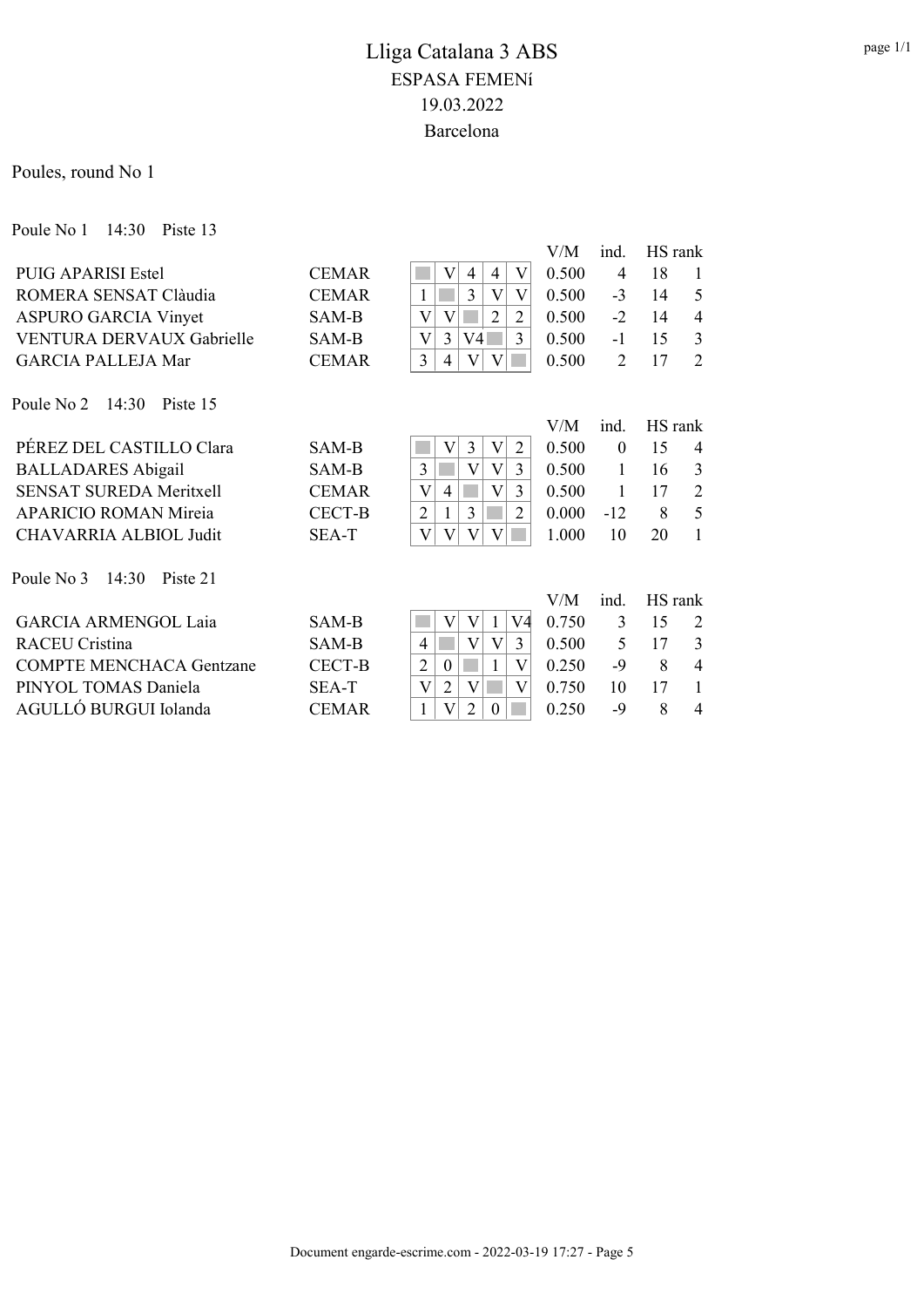# Lliga Catalana 3 ABS

## ESPASA FEMENí

19.03.2022

Barcelona

Poules, round No 1

### Poule No 1 14:30 Piste 13

| Name | Club | 1 | 2 | 3 | 4 | 5 | V/M | ind. | HS | rank |
|---|---|---|---|---|---|---|---|---|---|---|
| PUIG APARISI Estel | CEMAR | | V | 4 | 4 | V | 0.500 | 4 | 18 | 1 |
| ROMERA SENSAT Clàudia | CEMAR | 1 | | 3 | V | V | 0.500 | -3 | 14 | 5 |
| ASPURO GARCIA Vinyet | SAM-B | V | V | | 2 | 2 | 0.500 | -2 | 14 | 4 |
| VENTURA DERVAUX Gabrielle | SAM-B | V | 3 | V4 | | 3 | 0.500 | -1 | 15 | 3 |
| GARCIA PALLEJA Mar | CEMAR | 3 | 4 | V | V | | 0.500 | 2 | 17 | 2 |

### Poule No 2 14:30 Piste 15

| Name | Club | 1 | 2 | 3 | 4 | 5 | V/M | ind. | HS | rank |
|---|---|---|---|---|---|---|---|---|---|---|
| PÉREZ DEL CASTILLO Clara | SAM-B | | V | 3 | V | 2 | 0.500 | 0 | 15 | 4 |
| BALLADARES Abigail | SAM-B | 3 | | V | V | 3 | 0.500 | 1 | 16 | 3 |
| SENSAT SUREDA Meritxell | CEMAR | V | 4 | | V | 3 | 0.500 | 1 | 17 | 2 |
| APARICIO ROMAN Mireia | CECT-B | 2 | 1 | 3 | | 2 | 0.000 | -12 | 8 | 5 |
| CHAVARRIA ALBIOL Judit | SEA-T | V | V | V | V | | 1.000 | 10 | 20 | 1 |

### Poule No 3 14:30 Piste 21

| Name | Club | 1 | 2 | 3 | 4 | 5 | V/M | ind. | HS | rank |
|---|---|---|---|---|---|---|---|---|---|---|
| GARCIA ARMENGOL Laia | SAM-B | | V | V | 1 | V4 | 0.750 | 3 | 15 | 2 |
| RACEU Cristina | SAM-B | 4 | | V | V | 3 | 0.500 | 5 | 17 | 3 |
| COMPTE MENCHACA Gentzane | CECT-B | 2 | 0 | | 1 | V | 0.250 | -9 | 8 | 4 |
| PINYOL TOMAS Daniela | SEA-T | V | 2 | V | | V | 0.750 | 10 | 17 | 1 |
| AGULLÓ BURGUI Iolanda | CEMAR | 1 | V | 2 | 0 | | 0.250 | -9 | 8 | 4 |

Document engarde-escrime.com - 2022-03-19 17:27 - Page 5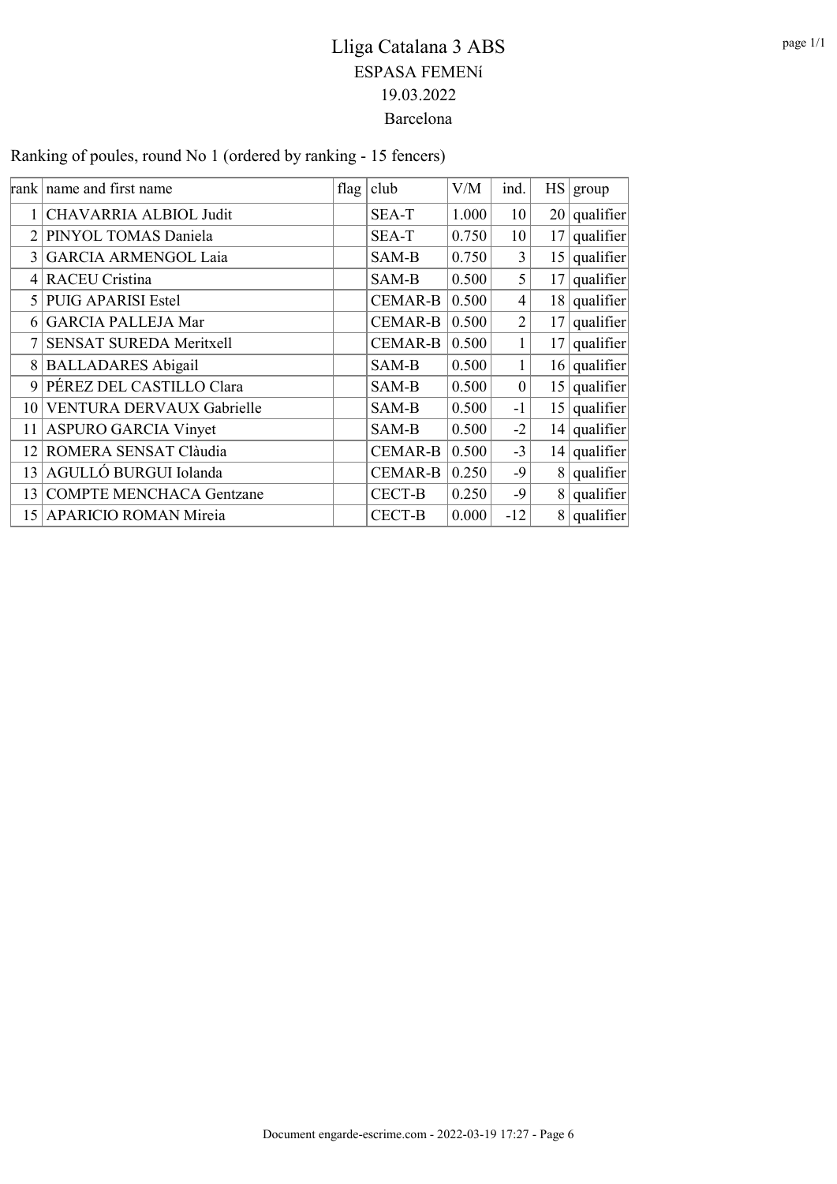# Lliga Catalana 3 ABS

## ESPASA FEMENí

19.03.2022

Barcelona

Ranking of poules, round No 1 (ordered by ranking - 15 fencers)

| rank | name and first name | flag | club | V/M | ind. | HS | group |
|---|---|---|---|---|---|---|---|
| 1 | CHAVARRIA ALBIOL Judit | | SEA-T | 1.000 | 10 | 20 | qualifier |
| 2 | PINYOL TOMAS Daniela | | SEA-T | 0.750 | 10 | 17 | qualifier |
| 3 | GARCIA ARMENGOL Laia | | SAM-B | 0.750 | 3 | 15 | qualifier |
| 4 | RACEU Cristina | | SAM-B | 0.500 | 5 | 17 | qualifier |
| 5 | PUIG APARISI Estel | | CEMAR-B | 0.500 | 4 | 18 | qualifier |
| 6 | GARCIA PALLEJA Mar | | CEMAR-B | 0.500 | 2 | 17 | qualifier |
| 7 | SENSAT SUREDA Meritxell | | CEMAR-B | 0.500 | 1 | 17 | qualifier |
| 8 | BALLADARES Abigail | | SAM-B | 0.500 | 1 | 16 | qualifier |
| 9 | PÉREZ DEL CASTILLO Clara | | SAM-B | 0.500 | 0 | 15 | qualifier |
| 10 | VENTURA DERVAUX Gabrielle | | SAM-B | 0.500 | -1 | 15 | qualifier |
| 11 | ASPURO GARCIA Vinyet | | SAM-B | 0.500 | -2 | 14 | qualifier |
| 12 | ROMERA SENSAT Clàudia | | CEMAR-B | 0.500 | -3 | 14 | qualifier |
| 13 | AGULLÓ BURGUI Iolanda | | CEMAR-B | 0.250 | -9 | 8 | qualifier |
| 13 | COMPTE MENCHACA Gentzane | | CECT-B | 0.250 | -9 | 8 | qualifier |
| 15 | APARICIO ROMAN Mireia | | CECT-B | 0.000 | -12 | 8 | qualifier |

Document engarde-escrime.com - 2022-03-19 17:27 - Page 6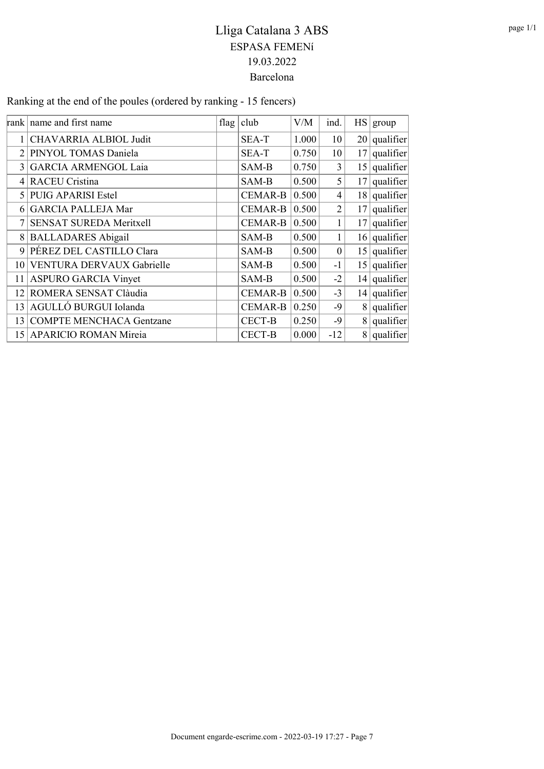# Lliga Catalana 3 ABS

## ESPASA FEMENí

19.03.2022

Barcelona

Ranking at the end of the poules (ordered by ranking - 15 fencers)

| rank | name and first name | flag | club | V/M | ind. | HS | group |
|---|---|---|---|---|---|---|---|
| 1 | CHAVARRIA ALBIOL Judit | | SEA-T | 1.000 | 10 | 20 | qualifier |
| 2 | PINYOL TOMAS Daniela | | SEA-T | 0.750 | 10 | 17 | qualifier |
| 3 | GARCIA ARMENGOL Laia | | SAM-B | 0.750 | 3 | 15 | qualifier |
| 4 | RACEU Cristina | | SAM-B | 0.500 | 5 | 17 | qualifier |
| 5 | PUIG APARISI Estel | | CEMAR-B | 0.500 | 4 | 18 | qualifier |
| 6 | GARCIA PALLEJA Mar | | CEMAR-B | 0.500 | 2 | 17 | qualifier |
| 7 | SENSAT SUREDA Meritxell | | CEMAR-B | 0.500 | 1 | 17 | qualifier |
| 8 | BALLADARES Abigail | | SAM-B | 0.500 | 1 | 16 | qualifier |
| 9 | PÉREZ DEL CASTILLO Clara | | SAM-B | 0.500 | 0 | 15 | qualifier |
| 10 | VENTURA DERVAUX Gabrielle | | SAM-B | 0.500 | -1 | 15 | qualifier |
| 11 | ASPURO GARCIA Vinyet | | SAM-B | 0.500 | -2 | 14 | qualifier |
| 12 | ROMERA SENSAT Clàudia | | CEMAR-B | 0.500 | -3 | 14 | qualifier |
| 13 | AGULLÓ BURGUI Iolanda | | CEMAR-B | 0.250 | -9 | 8 | qualifier |
| 13 | COMPTE MENCHACA Gentzane | | CECT-B | 0.250 | -9 | 8 | qualifier |
| 15 | APARICIO ROMAN Mireia | | CECT-B | 0.000 | -12 | 8 | qualifier |

Document engarde-escrime.com - 2022-03-19 17:27 - Page 7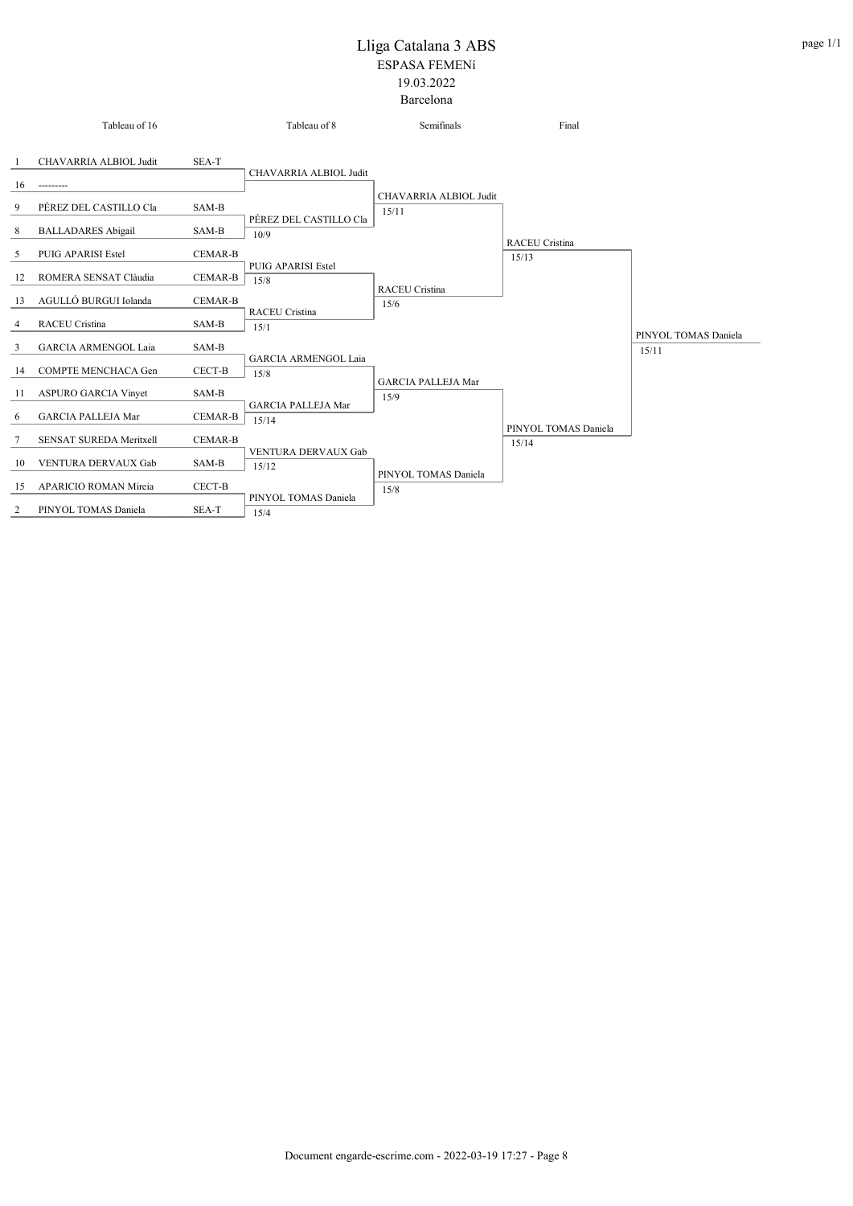# Lliga Catalana 3 ABS

ESPASA FEMENí

19.03.2022

Barcelona

| Seed | Tableau of 16 | Club | Tableau of 8 | Semifinals | Final | Winner |
|---|---|---|---|---|---|---|
| 1 | CHAVARRIA ALBIOL Judit | SEA-T | CHAVARRIA ALBIOL Judit | CHAVARRIA ALBIOL Judit 15/11 | RACEU Cristina 15/13 | PINYOL TOMAS Daniela 15/11 |
| 16 | --------- | | | | | |
| 9 | PÉREZ DEL CASTILLO Cla | SAM-B | PÉREZ DEL CASTILLO Cla 10/9 | | | |
| 8 | BALLADARES Abigail | SAM-B | | | | |
| 5 | PUIG APARISI Estel | CEMAR-B | PUIG APARISI Estel 15/8 | RACEU Cristina 15/6 | | |
| 12 | ROMERA SENSAT Clàudia | CEMAR-B | | | | |
| 13 | AGULLÓ BURGUI Iolanda | CEMAR-B | RACEU Cristina 15/1 | | | |
| 4 | RACEU Cristina | SAM-B | | | | |
| 3 | GARCIA ARMENGOL Laia | SAM-B | GARCIA ARMENGOL Laia 15/8 | GARCIA PALLEJA Mar 15/9 | PINYOL TOMAS Daniela 15/14 | |
| 14 | COMPTE MENCHACA Gen | CECT-B | | | | |
| 11 | ASPURO GARCIA Vinyet | SAM-B | GARCIA PALLEJA Mar 15/14 | | | |
| 6 | GARCIA PALLEJA Mar | CEMAR-B | | | | |
| 7 | SENSAT SUREDA Meritxell | CEMAR-B | VENTURA DERVAUX Gab 15/12 | PINYOL TOMAS Daniela 15/8 | | |
| 10 | VENTURA DERVAUX Gab | SAM-B | | | | |
| 15 | APARICIO ROMAN Mireia | CECT-B | PINYOL TOMAS Daniela 15/4 | | | |
| 2 | PINYOL TOMAS Daniela | SEA-T | | | | |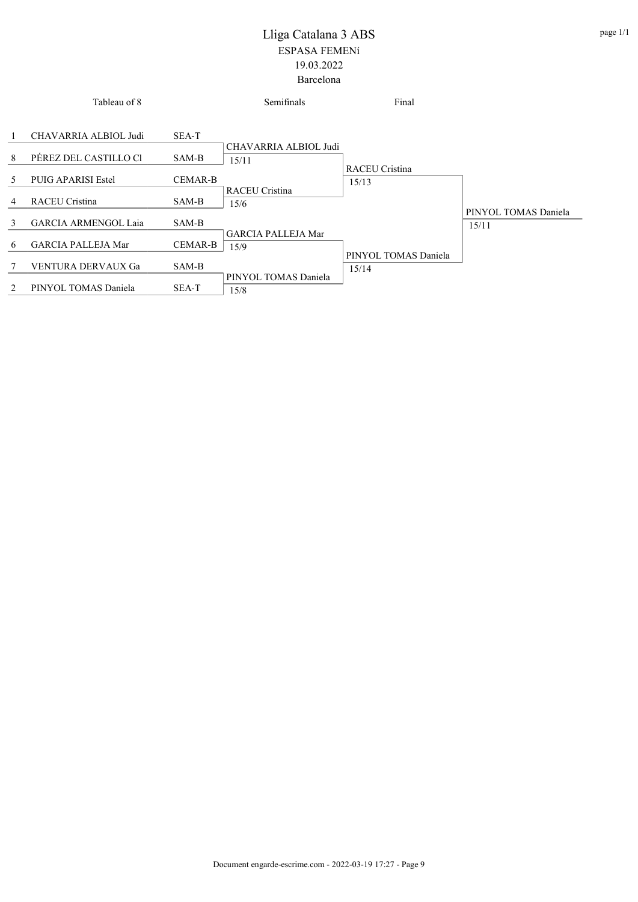# Lliga Catalana 3 ABS

ESPASA FEMENí

19.03.2022

Barcelona

| Tableau of 8 | | | Semifinals | Final | |
|---|---|---|---|---|---|
| 1 | CHAVARRIA ALBIOL Judi | SEA-T | CHAVARRIA ALBIOL Judi 15/11 | RACEU Cristina 15/13 | PINYOL TOMAS Daniela 15/11 |
| 8 | PÉREZ DEL CASTILLO Cl | SAM-B | | | |
| 5 | PUIG APARISI Estel | CEMAR-B | RACEU Cristina 15/6 | | |
| 4 | RACEU Cristina | SAM-B | | | |
| 3 | GARCIA ARMENGOL Laia | SAM-B | GARCIA PALLEJA Mar 15/9 | PINYOL TOMAS Daniela 15/14 | |
| 6 | GARCIA PALLEJA Mar | CEMAR-B | | | |
| 7 | VENTURA DERVAUX Ga | SAM-B | PINYOL TOMAS Daniela 15/8 | | |
| 2 | PINYOL TOMAS Daniela | SEA-T | | | |

Document engarde-escrime.com - 2022-03-19 17:27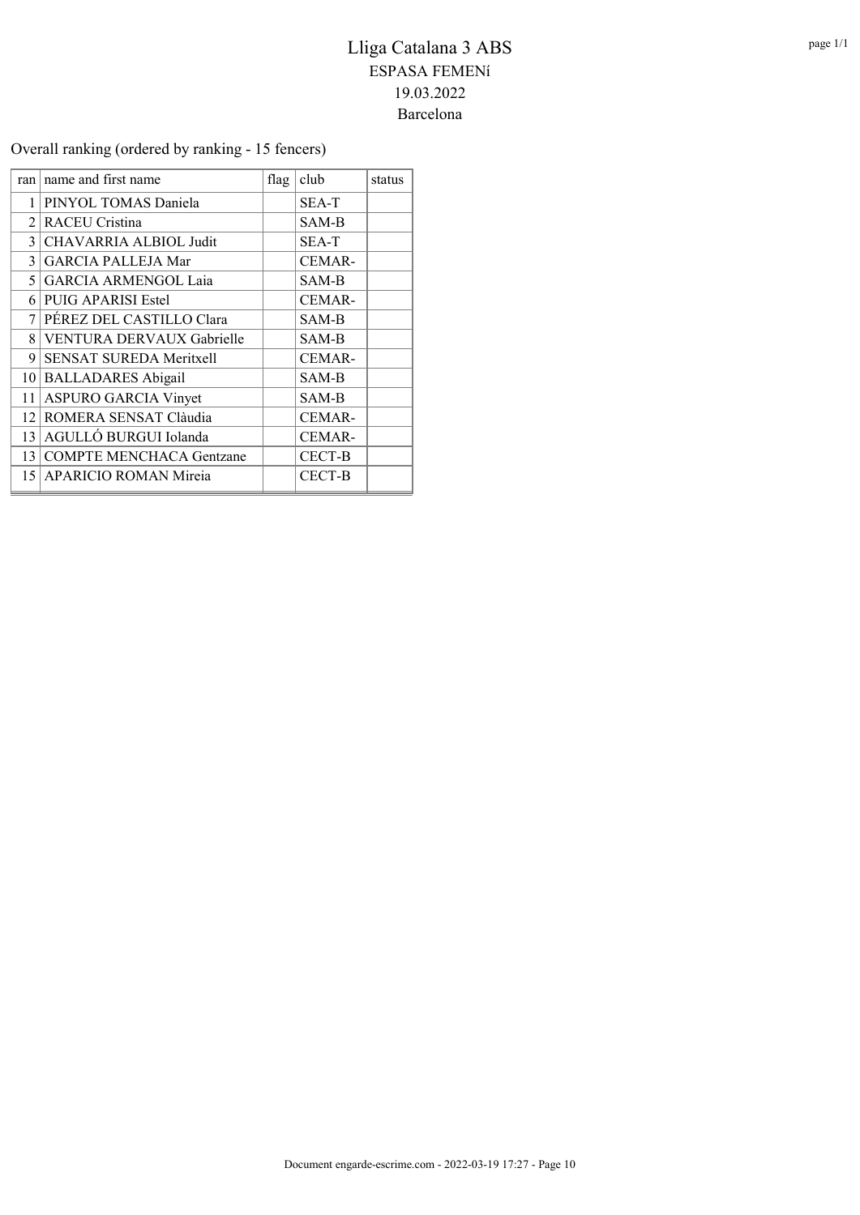# Lliga Catalana 3 ABS

ESPASA FEMENí

19.03.2022

Barcelona

Overall ranking (ordered by ranking - 15 fencers)

| ran | name and first name | flag | club | status |
|---|---|---|---|---|
| 1 | PINYOL TOMAS Daniela | | SEA-T | |
| 2 | RACEU Cristina | | SAM-B | |
| 3 | CHAVARRIA ALBIOL Judit | | SEA-T | |
| 3 | GARCIA PALLEJA Mar | | CEMAR- | |
| 5 | GARCIA ARMENGOL Laia | | SAM-B | |
| 6 | PUIG APARISI Estel | | CEMAR- | |
| 7 | PÉREZ DEL CASTILLO Clara | | SAM-B | |
| 8 | VENTURA DERVAUX Gabrielle | | SAM-B | |
| 9 | SENSAT SUREDA Meritxell | | CEMAR- | |
| 10 | BALLADARES Abigail | | SAM-B | |
| 11 | ASPURO GARCIA Vinyet | | SAM-B | |
| 12 | ROMERA SENSAT Clàudia | | CEMAR- | |
| 13 | AGULLÓ BURGUI Iolanda | | CEMAR- | |
| 13 | COMPTE MENCHACA Gentzane | | CECT-B | |
| 15 | APARICIO ROMAN Mireia | | CECT-B | |

Document engarde-escrime.com - 2022-03-19 17:27 - Page 10